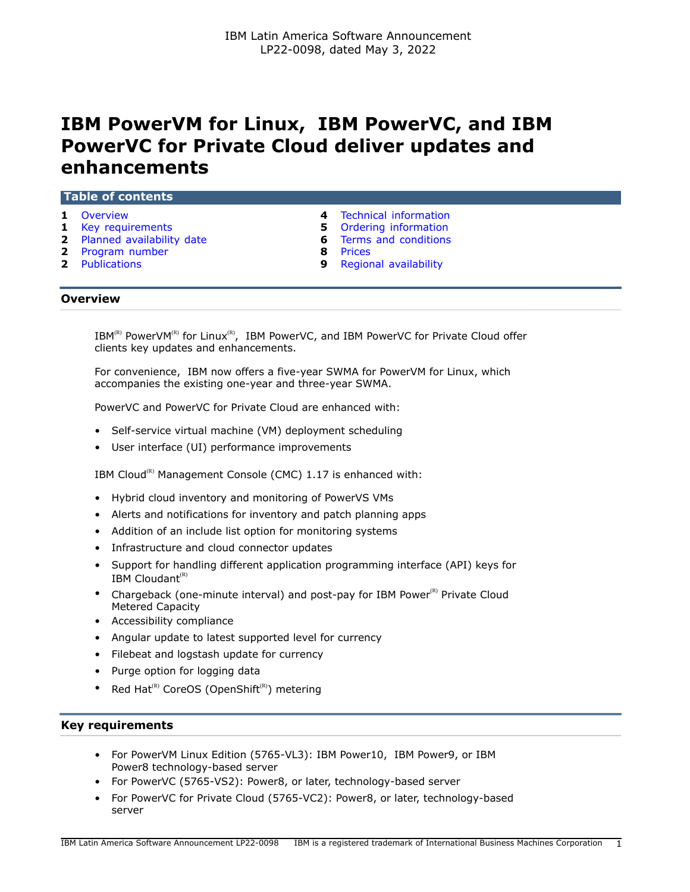IBM Latin America Software Announcement
LP22-0098, dated May 3, 2022

# IBM PowerVM for Linux, IBM PowerVC, and IBM PowerVC for Private Cloud deliver updates and enhancements

## Table of contents

| | | | |
|---|---|---|---|
| 1 | Overview | 4 | Technical information |
| 1 | Key requirements | 5 | Ordering information |
| 2 | Planned availability date | 6 | Terms and conditions |
| 2 | Program number | 8 | Prices |
| 2 | Publications | 9 | Regional availability |

## Overview

IBM(R) PowerVM(R) for Linux(R), IBM PowerVC, and IBM PowerVC for Private Cloud offer clients key updates and enhancements.

For convenience, IBM now offers a five-year SWMA for PowerVM for Linux, which accompanies the existing one-year and three-year SWMA.

PowerVC and PowerVC for Private Cloud are enhanced with:

- Self-service virtual machine (VM) deployment scheduling
- User interface (UI) performance improvements

IBM Cloud(R) Management Console (CMC) 1.17 is enhanced with:

- Hybrid cloud inventory and monitoring of PowerVS VMs
- Alerts and notifications for inventory and patch planning apps
- Addition of an include list option for monitoring systems
- Infrastructure and cloud connector updates
- Support for handling different application programming interface (API) keys for IBM Cloudant(R)
- Chargeback (one-minute interval) and post-pay for IBM Power(R) Private Cloud Metered Capacity
- Accessibility compliance
- Angular update to latest supported level for currency
- Filebeat and logstash update for currency
- Purge option for logging data
- Red Hat(R) CoreOS (OpenShift(R)) metering

## Key requirements

- For PowerVM Linux Edition (5765-VL3): IBM Power10, IBM Power9, or IBM Power8 technology-based server
- For PowerVC (5765-VS2): Power8, or later, technology-based server
- For PowerVC for Private Cloud (5765-VC2): Power8, or later, technology-based server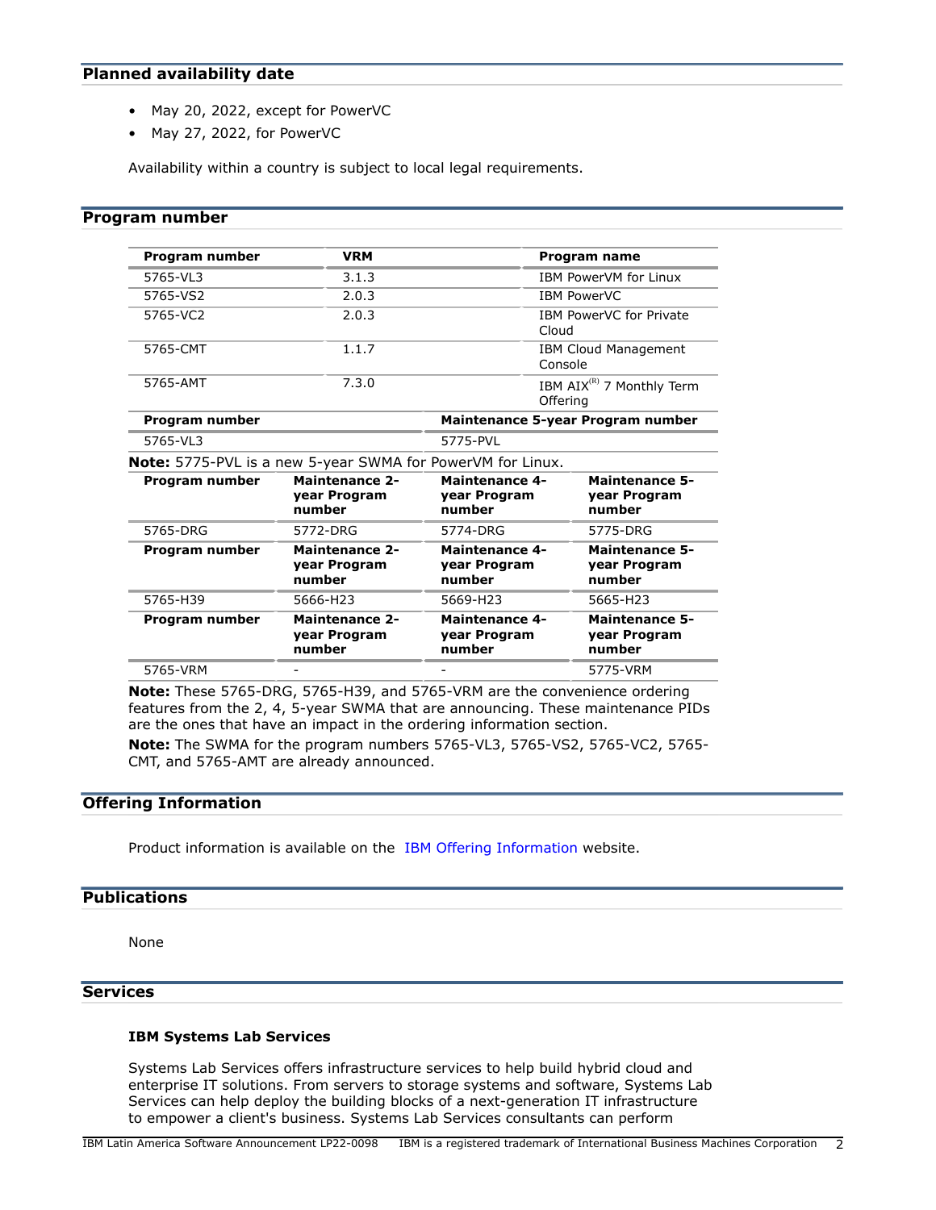## Planned availability date

- May 20, 2022, except for PowerVC
- May 27, 2022, for PowerVC

Availability within a country is subject to local legal requirements.

## Program number

| Program number | VRM | Program name |
|---|---|---|
| 5765-VL3 | 3.1.3 | IBM PowerVM for Linux |
| 5765-VS2 | 2.0.3 | IBM PowerVC |
| 5765-VC2 | 2.0.3 | IBM PowerVC for Private Cloud |
| 5765-CMT | 1.1.7 | IBM Cloud Management Console |
| 5765-AMT | 7.3.0 | IBM AIX(R) 7 Monthly Term Offering |

| Program number | Maintenance 5-year Program number |
|---|---|
| 5765-VL3 | 5775-PVL |

**Note:** 5775-PVL is a new 5-year SWMA for PowerVM for Linux.

| Program number | Maintenance 2-year Program number | Maintenance 4-year Program number | Maintenance 5-year Program number |
|---|---|---|---|
| 5765-DRG | 5772-DRG | 5774-DRG | 5775-DRG |

| Program number | Maintenance 2-year Program number | Maintenance 4-year Program number | Maintenance 5-year Program number |
|---|---|---|---|
| 5765-H39 | 5666-H23 | 5669-H23 | 5665-H23 |

| Program number | Maintenance 2-year Program number | Maintenance 4-year Program number | Maintenance 5-year Program number |
|---|---|---|---|
| 5765-VRM | - | - | 5775-VRM |

**Note:** These 5765-DRG, 5765-H39, and 5765-VRM are the convenience ordering features from the 2, 4, 5-year SWMA that are announcing. These maintenance PIDs are the ones that have an impact in the ordering information section.

**Note:** The SWMA for the program numbers 5765-VL3, 5765-VS2, 5765-VC2, 5765-CMT, and 5765-AMT are already announced.

## Offering Information

Product information is available on the IBM Offering Information website.

## Publications

None

## Services

### IBM Systems Lab Services

Systems Lab Services offers infrastructure services to help build hybrid cloud and enterprise IT solutions. From servers to storage systems and software, Systems Lab Services can help deploy the building blocks of a next-generation IT infrastructure to empower a client's business. Systems Lab Services consultants can perform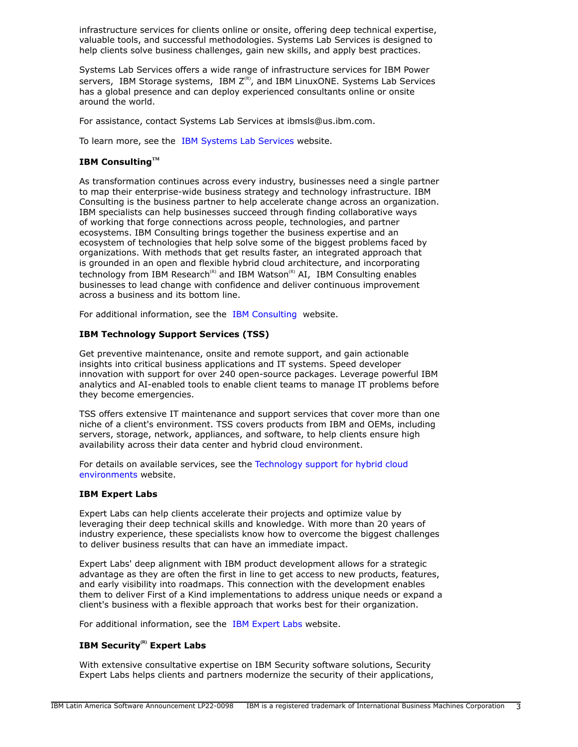infrastructure services for clients online or onsite, offering deep technical expertise, valuable tools, and successful methodologies. Systems Lab Services is designed to help clients solve business challenges, gain new skills, and apply best practices.

Systems Lab Services offers a wide range of infrastructure services for IBM Power servers, IBM Storage systems, IBM Z(R), and IBM LinuxONE. Systems Lab Services has a global presence and can deploy experienced consultants online or onsite around the world.

For assistance, contact Systems Lab Services at ibmsls@us.ibm.com.

To learn more, see the IBM Systems Lab Services website.

**IBM Consulting™**

As transformation continues across every industry, businesses need a single partner to map their enterprise-wide business strategy and technology infrastructure. IBM Consulting is the business partner to help accelerate change across an organization. IBM specialists can help businesses succeed through finding collaborative ways of working that forge connections across people, technologies, and partner ecosystems. IBM Consulting brings together the business expertise and an ecosystem of technologies that help solve some of the biggest problems faced by organizations. With methods that get results faster, an integrated approach that is grounded in an open and flexible hybrid cloud architecture, and incorporating technology from IBM Research(R) and IBM Watson(R) AI, IBM Consulting enables businesses to lead change with confidence and deliver continuous improvement across a business and its bottom line.

For additional information, see the IBM Consulting website.

**IBM Technology Support Services (TSS)**

Get preventive maintenance, onsite and remote support, and gain actionable insights into critical business applications and IT systems. Speed developer innovation with support for over 240 open-source packages. Leverage powerful IBM analytics and AI-enabled tools to enable client teams to manage IT problems before they become emergencies.

TSS offers extensive IT maintenance and support services that cover more than one niche of a client's environment. TSS covers products from IBM and OEMs, including servers, storage, network, appliances, and software, to help clients ensure high availability across their data center and hybrid cloud environment.

For details on available services, see the Technology support for hybrid cloud environments website.

**IBM Expert Labs**

Expert Labs can help clients accelerate their projects and optimize value by leveraging their deep technical skills and knowledge. With more than 20 years of industry experience, these specialists know how to overcome the biggest challenges to deliver business results that can have an immediate impact.

Expert Labs' deep alignment with IBM product development allows for a strategic advantage as they are often the first in line to get access to new products, features, and early visibility into roadmaps. This connection with the development enables them to deliver First of a Kind implementations to address unique needs or expand a client's business with a flexible approach that works best for their organization.

For additional information, see the IBM Expert Labs website.

**IBM Security(R) Expert Labs**

With extensive consultative expertise on IBM Security software solutions, Security Expert Labs helps clients and partners modernize the security of their applications,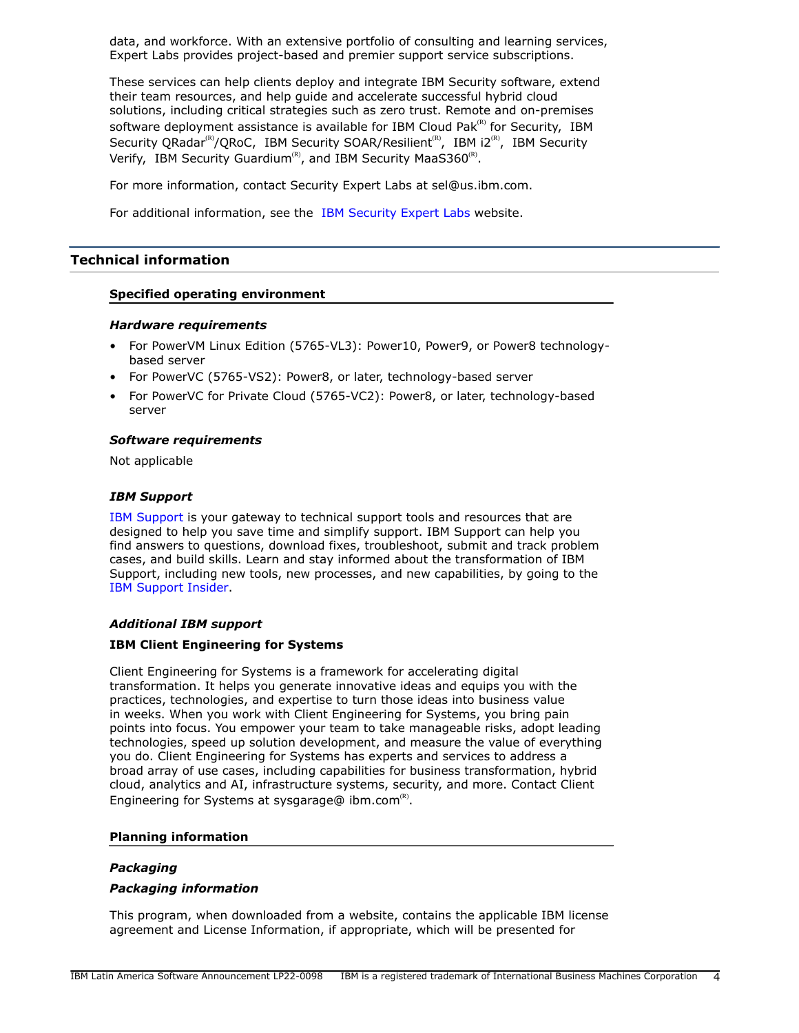data, and workforce. With an extensive portfolio of consulting and learning services, Expert Labs provides project-based and premier support service subscriptions.

These services can help clients deploy and integrate IBM Security software, extend their team resources, and help guide and accelerate successful hybrid cloud solutions, including critical strategies such as zero trust. Remote and on-premises software deployment assistance is available for IBM Cloud Pak(R) for Security, IBM Security QRadar(R)/QRoC, IBM Security SOAR/Resilient(R), IBM i2(R), IBM Security Verify, IBM Security Guardium(R), and IBM Security MaaS360(R).

For more information, contact Security Expert Labs at sel@us.ibm.com.

For additional information, see the IBM Security Expert Labs website.

## Technical information

### Specified operating environment

#### *Hardware requirements*

- For PowerVM Linux Edition (5765-VL3): Power10, Power9, or Power8 technology-based server
- For PowerVC (5765-VS2): Power8, or later, technology-based server
- For PowerVC for Private Cloud (5765-VC2): Power8, or later, technology-based server

#### *Software requirements*

Not applicable

#### *IBM Support*

IBM Support is your gateway to technical support tools and resources that are designed to help you save time and simplify support. IBM Support can help you find answers to questions, download fixes, troubleshoot, submit and track problem cases, and build skills. Learn and stay informed about the transformation of IBM Support, including new tools, new processes, and new capabilities, by going to the IBM Support Insider.

#### *Additional IBM support*

**IBM Client Engineering for Systems**

Client Engineering for Systems is a framework for accelerating digital transformation. It helps you generate innovative ideas and equips you with the practices, technologies, and expertise to turn those ideas into business value in weeks. When you work with Client Engineering for Systems, you bring pain points into focus. You empower your team to take manageable risks, adopt leading technologies, speed up solution development, and measure the value of everything you do. Client Engineering for Systems has experts and services to address a broad array of use cases, including capabilities for business transformation, hybrid cloud, analytics and AI, infrastructure systems, security, and more. Contact Client Engineering for Systems at sysgarage@ ibm.com(R).

### Planning information

#### *Packaging*

#### *Packaging information*

This program, when downloaded from a website, contains the applicable IBM license agreement and License Information, if appropriate, which will be presented for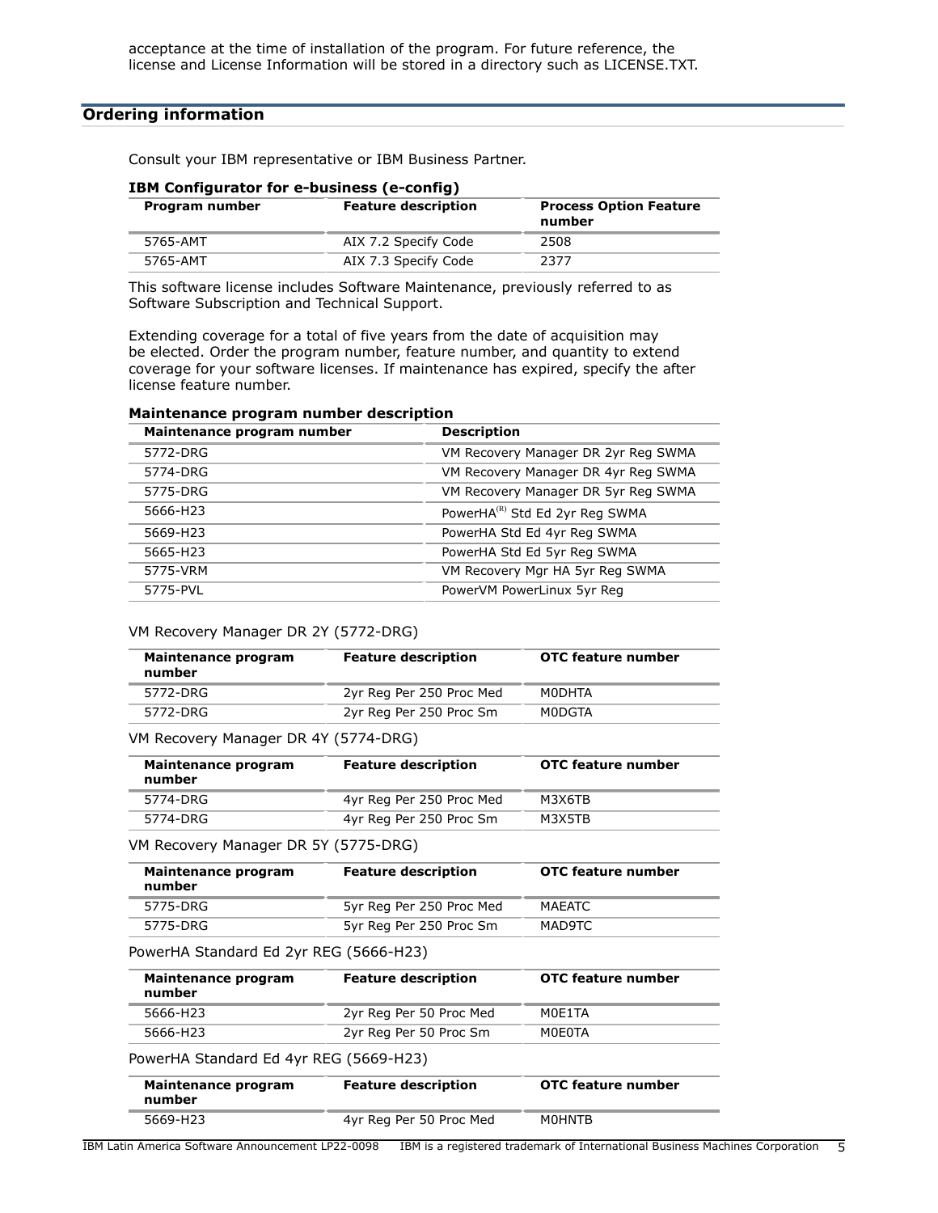acceptance at the time of installation of the program. For future reference, the license and License Information will be stored in a directory such as LICENSE.TXT.

## Ordering information

Consult your IBM representative or IBM Business Partner.

**IBM Configurator for e-business (e-config)**

| Program number | Feature description | Process Option Feature number |
|---|---|---|
| 5765-AMT | AIX 7.2 Specify Code | 2508 |
| 5765-AMT | AIX 7.3 Specify Code | 2377 |

This software license includes Software Maintenance, previously referred to as Software Subscription and Technical Support.

Extending coverage for a total of five years from the date of acquisition may be elected. Order the program number, feature number, and quantity to extend coverage for your software licenses. If maintenance has expired, specify the after license feature number.

**Maintenance program number description**

| Maintenance program number | Description |
|---|---|
| 5772-DRG | VM Recovery Manager DR 2yr Reg SWMA |
| 5774-DRG | VM Recovery Manager DR 4yr Reg SWMA |
| 5775-DRG | VM Recovery Manager DR 5yr Reg SWMA |
| 5666-H23 | PowerHA(R) Std Ed 2yr Reg SWMA |
| 5669-H23 | PowerHA Std Ed 4yr Reg SWMA |
| 5665-H23 | PowerHA Std Ed 5yr Reg SWMA |
| 5775-VRM | VM Recovery Mgr HA 5yr Reg SWMA |
| 5775-PVL | PowerVM PowerLinux 5yr Reg |

VM Recovery Manager DR 2Y (5772-DRG)

| Maintenance program number | Feature description | OTC feature number |
|---|---|---|
| 5772-DRG | 2yr Reg Per 250 Proc Med | M0DHTA |
| 5772-DRG | 2yr Reg Per 250 Proc Sm | M0DGTA |

VM Recovery Manager DR 4Y (5774-DRG)

| Maintenance program number | Feature description | OTC feature number |
|---|---|---|
| 5774-DRG | 4yr Reg Per 250 Proc Med | M3X6TB |
| 5774-DRG | 4yr Reg Per 250 Proc Sm | M3X5TB |

VM Recovery Manager DR 5Y (5775-DRG)

| Maintenance program number | Feature description | OTC feature number |
|---|---|---|
| 5775-DRG | 5yr Reg Per 250 Proc Med | MAEATC |
| 5775-DRG | 5yr Reg Per 250 Proc Sm | MAD9TC |

PowerHA Standard Ed 2yr REG (5666-H23)

| Maintenance program number | Feature description | OTC feature number |
|---|---|---|
| 5666-H23 | 2yr Reg Per 50 Proc Med | M0E1TA |
| 5666-H23 | 2yr Reg Per 50 Proc Sm | M0E0TA |

PowerHA Standard Ed 4yr REG (5669-H23)

| Maintenance program number | Feature description | OTC feature number |
|---|---|---|
| 5669-H23 | 4yr Reg Per 50 Proc Med | M0HNTB |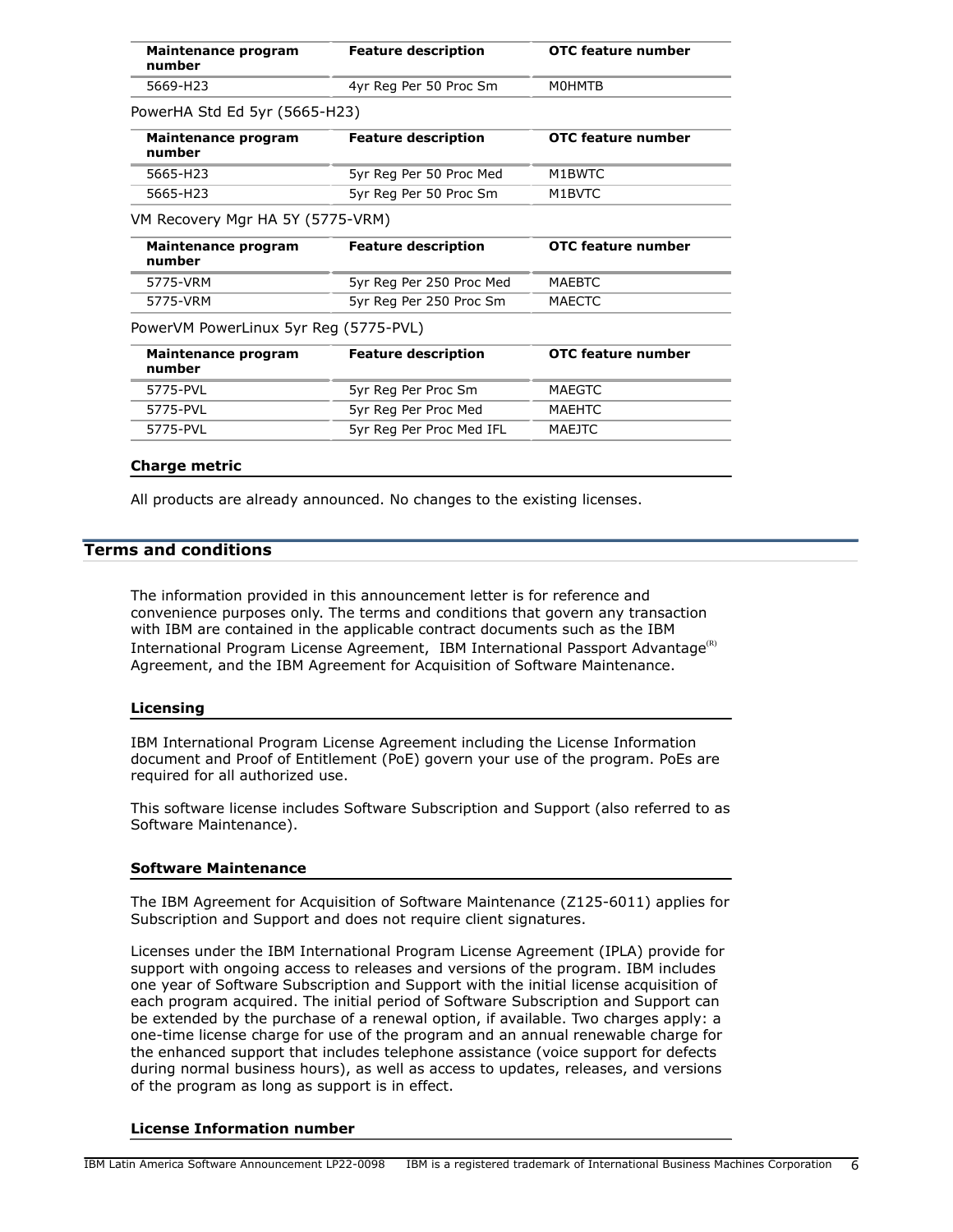| Maintenance program number | Feature description | OTC feature number |
|---|---|---|
| 5669-H23 | 4yr Reg Per 50 Proc Sm | M0HMTB |

PowerHA Std Ed 5yr (5665-H23)

| Maintenance program number | Feature description | OTC feature number |
|---|---|---|
| 5665-H23 | 5yr Reg Per 50 Proc Med | M1BWTC |
| 5665-H23 | 5yr Reg Per 50 Proc Sm | M1BVTC |

VM Recovery Mgr HA 5Y (5775-VRM)

| Maintenance program number | Feature description | OTC feature number |
|---|---|---|
| 5775-VRM | 5yr Reg Per 250 Proc Med | MAEBTC |
| 5775-VRM | 5yr Reg Per 250 Proc Sm | MAECTC |

PowerVM PowerLinux 5yr Reg (5775-PVL)

| Maintenance program number | Feature description | OTC feature number |
|---|---|---|
| 5775-PVL | 5yr Reg Per Proc Sm | MAEGTC |
| 5775-PVL | 5yr Reg Per Proc Med | MAEHTC |
| 5775-PVL | 5yr Reg Per Proc Med IFL | MAEJTC |

### Charge metric

All products are already announced. No changes to the existing licenses.

## Terms and conditions

The information provided in this announcement letter is for reference and convenience purposes only. The terms and conditions that govern any transaction with IBM are contained in the applicable contract documents such as the IBM International Program License Agreement, IBM International Passport Advantage(R) Agreement, and the IBM Agreement for Acquisition of Software Maintenance.

### Licensing

IBM International Program License Agreement including the License Information document and Proof of Entitlement (PoE) govern your use of the program. PoEs are required for all authorized use.

This software license includes Software Subscription and Support (also referred to as Software Maintenance).

### Software Maintenance

The IBM Agreement for Acquisition of Software Maintenance (Z125-6011) applies for Subscription and Support and does not require client signatures.

Licenses under the IBM International Program License Agreement (IPLA) provide for support with ongoing access to releases and versions of the program. IBM includes one year of Software Subscription and Support with the initial license acquisition of each program acquired. The initial period of Software Subscription and Support can be extended by the purchase of a renewal option, if available. Two charges apply: a one-time license charge for use of the program and an annual renewable charge for the enhanced support that includes telephone assistance (voice support for defects during normal business hours), as well as access to updates, releases, and versions of the program as long as support is in effect.

### License Information number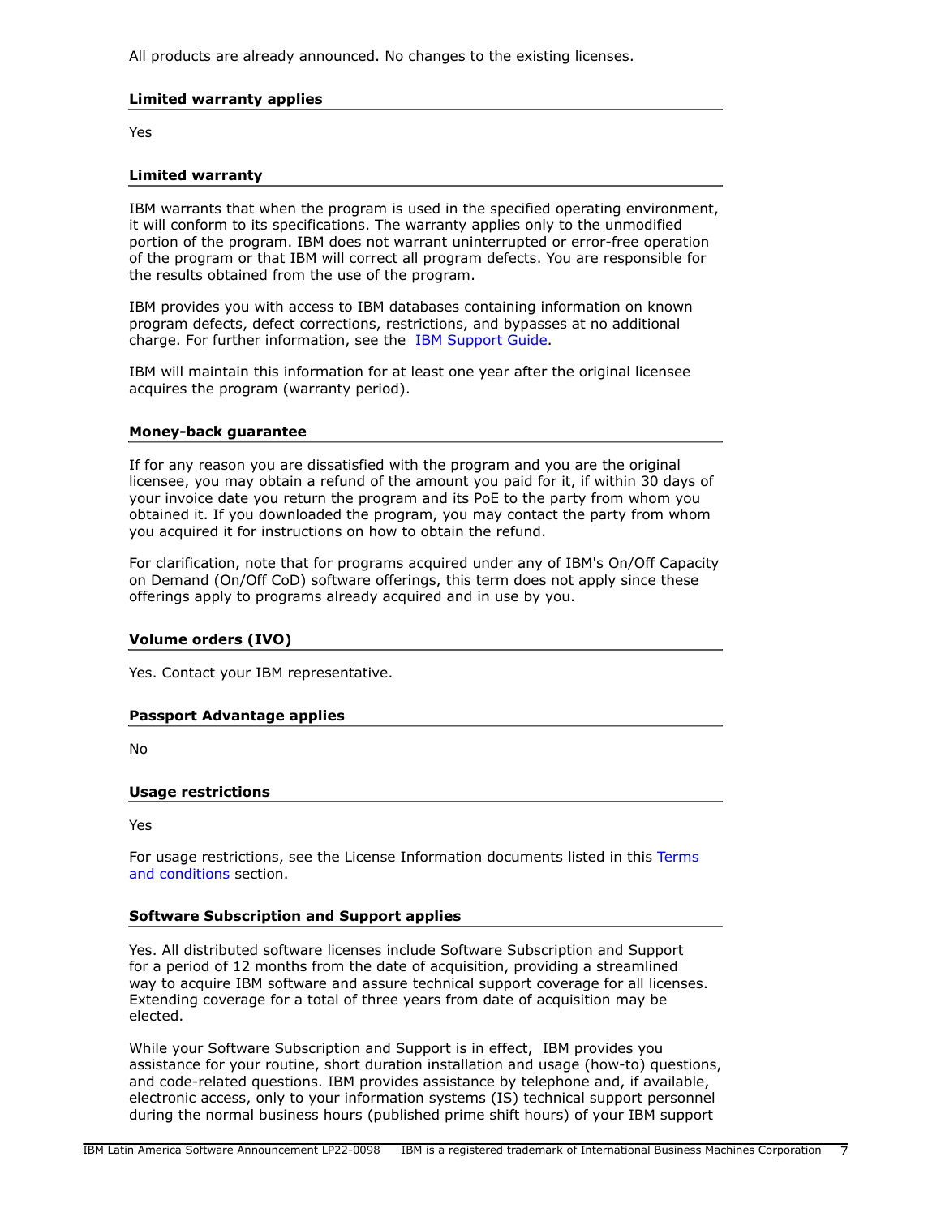All products are already announced. No changes to the existing licenses.

### Limited warranty applies

Yes

### Limited warranty

IBM warrants that when the program is used in the specified operating environment, it will conform to its specifications. The warranty applies only to the unmodified portion of the program. IBM does not warrant uninterrupted or error-free operation of the program or that IBM will correct all program defects. You are responsible for the results obtained from the use of the program.

IBM provides you with access to IBM databases containing information on known program defects, defect corrections, restrictions, and bypasses at no additional charge. For further information, see the IBM Support Guide.

IBM will maintain this information for at least one year after the original licensee acquires the program (warranty period).

### Money-back guarantee

If for any reason you are dissatisfied with the program and you are the original licensee, you may obtain a refund of the amount you paid for it, if within 30 days of your invoice date you return the program and its PoE to the party from whom you obtained it. If you downloaded the program, you may contact the party from whom you acquired it for instructions on how to obtain the refund.

For clarification, note that for programs acquired under any of IBM's On/Off Capacity on Demand (On/Off CoD) software offerings, this term does not apply since these offerings apply to programs already acquired and in use by you.

### Volume orders (IVO)

Yes. Contact your IBM representative.

### Passport Advantage applies

No

### Usage restrictions

Yes

For usage restrictions, see the License Information documents listed in this Terms and conditions section.

### Software Subscription and Support applies

Yes. All distributed software licenses include Software Subscription and Support for a period of 12 months from the date of acquisition, providing a streamlined way to acquire IBM software and assure technical support coverage for all licenses. Extending coverage for a total of three years from date of acquisition may be elected.

While your Software Subscription and Support is in effect, IBM provides you assistance for your routine, short duration installation and usage (how-to) questions, and code-related questions. IBM provides assistance by telephone and, if available, electronic access, only to your information systems (IS) technical support personnel during the normal business hours (published prime shift hours) of your IBM support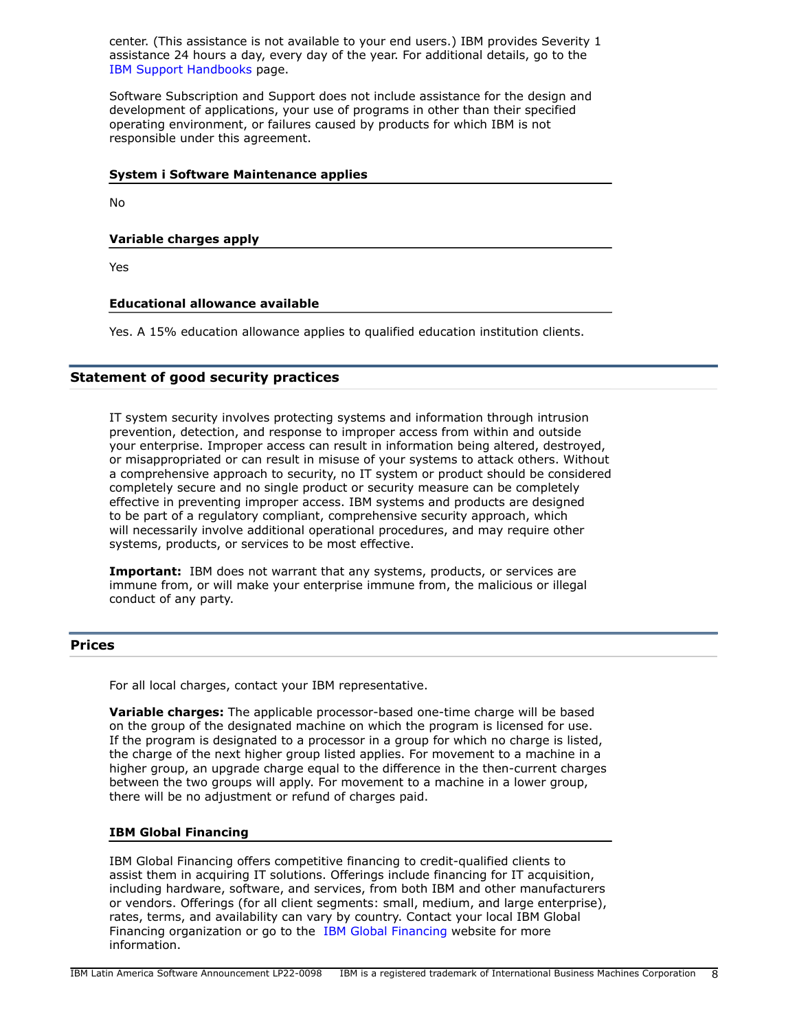center. (This assistance is not available to your end users.) IBM provides Severity 1 assistance 24 hours a day, every day of the year. For additional details, go to the IBM Support Handbooks page.

Software Subscription and Support does not include assistance for the design and development of applications, your use of programs in other than their specified operating environment, or failures caused by products for which IBM is not responsible under this agreement.

### System i Software Maintenance applies

No

### Variable charges apply

Yes

### Educational allowance available

Yes. A 15% education allowance applies to qualified education institution clients.

## Statement of good security practices

IT system security involves protecting systems and information through intrusion prevention, detection, and response to improper access from within and outside your enterprise. Improper access can result in information being altered, destroyed, or misappropriated or can result in misuse of your systems to attack others. Without a comprehensive approach to security, no IT system or product should be considered completely secure and no single product or security measure can be completely effective in preventing improper access. IBM systems and products are designed to be part of a regulatory compliant, comprehensive security approach, which will necessarily involve additional operational procedures, and may require other systems, products, or services to be most effective.

**Important:** IBM does not warrant that any systems, products, or services are immune from, or will make your enterprise immune from, the malicious or illegal conduct of any party.

## Prices

For all local charges, contact your IBM representative.

**Variable charges:** The applicable processor-based one-time charge will be based on the group of the designated machine on which the program is licensed for use. If the program is designated to a processor in a group for which no charge is listed, the charge of the next higher group listed applies. For movement to a machine in a higher group, an upgrade charge equal to the difference in the then-current charges between the two groups will apply. For movement to a machine in a lower group, there will be no adjustment or refund of charges paid.

### IBM Global Financing

IBM Global Financing offers competitive financing to credit-qualified clients to assist them in acquiring IT solutions. Offerings include financing for IT acquisition, including hardware, software, and services, from both IBM and other manufacturers or vendors. Offerings (for all client segments: small, medium, and large enterprise), rates, terms, and availability can vary by country. Contact your local IBM Global Financing organization or go to the IBM Global Financing website for more information.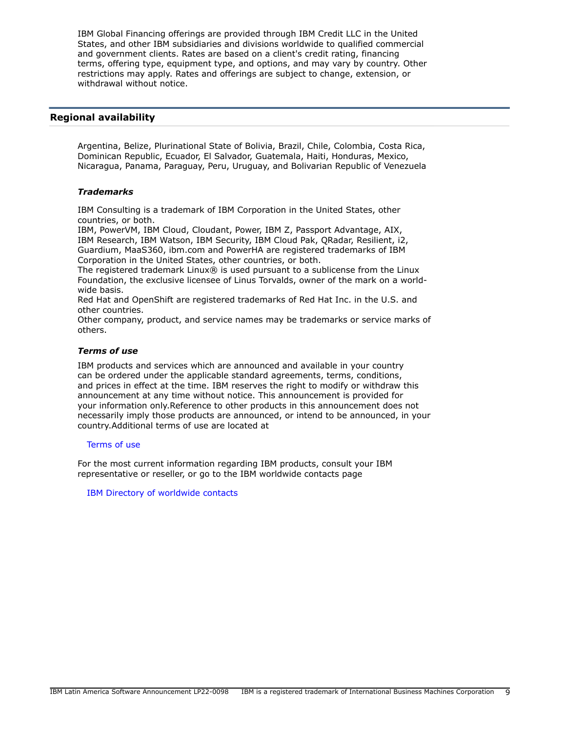IBM Global Financing offerings are provided through IBM Credit LLC in the United States, and other IBM subsidiaries and divisions worldwide to qualified commercial and government clients. Rates are based on a client's credit rating, financing terms, offering type, equipment type, and options, and may vary by country. Other restrictions may apply. Rates and offerings are subject to change, extension, or withdrawal without notice.

## Regional availability

Argentina, Belize, Plurinational State of Bolivia, Brazil, Chile, Colombia, Costa Rica, Dominican Republic, Ecuador, El Salvador, Guatemala, Haiti, Honduras, Mexico, Nicaragua, Panama, Paraguay, Peru, Uruguay, and Bolivarian Republic of Venezuela

### *Trademarks*

IBM Consulting is a trademark of IBM Corporation in the United States, other countries, or both.
IBM, PowerVM, IBM Cloud, Cloudant, Power, IBM Z, Passport Advantage, AIX, IBM Research, IBM Watson, IBM Security, IBM Cloud Pak, QRadar, Resilient, i2, Guardium, MaaS360, ibm.com and PowerHA are registered trademarks of IBM Corporation in the United States, other countries, or both.
The registered trademark Linux® is used pursuant to a sublicense from the Linux Foundation, the exclusive licensee of Linus Torvalds, owner of the mark on a world-wide basis.
Red Hat and OpenShift are registered trademarks of Red Hat Inc. in the U.S. and other countries.
Other company, product, and service names may be trademarks or service marks of others.

### *Terms of use*

IBM products and services which are announced and available in your country can be ordered under the applicable standard agreements, terms, conditions, and prices in effect at the time. IBM reserves the right to modify or withdraw this announcement at any time without notice. This announcement is provided for your information only.Reference to other products in this announcement does not necessarily imply those products are announced, or intend to be announced, in your country.Additional terms of use are located at

Terms of use

For the most current information regarding IBM products, consult your IBM representative or reseller, or go to the IBM worldwide contacts page

IBM Directory of worldwide contacts